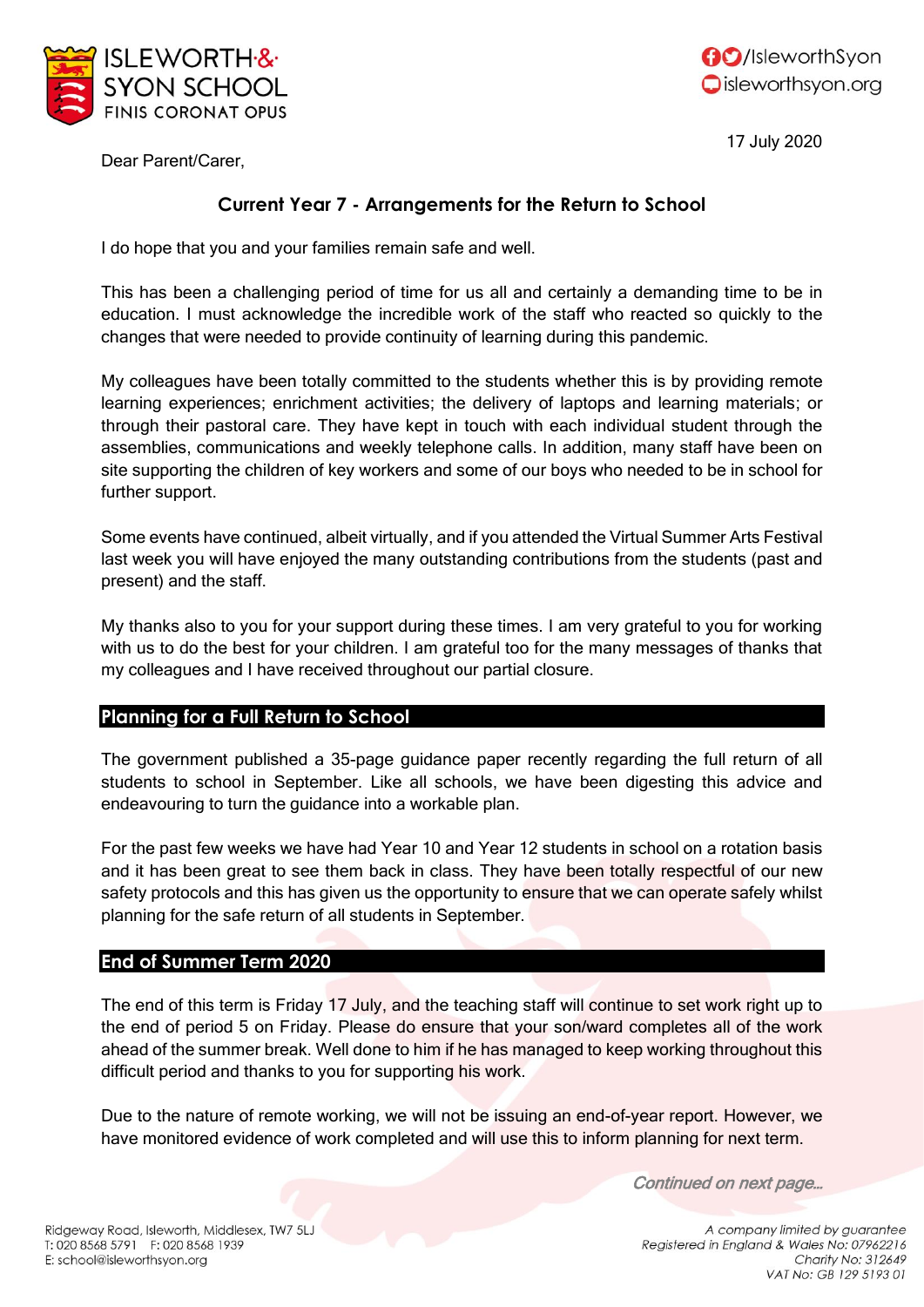# ISLEWORTH & SYON SCHOOL
FINIS CORONAT OPUS

/IsleworthSyon
isleworthsyon.org

17 July 2020

Dear Parent/Carer,

## Current Year 7 - Arrangements for the Return to School

I do hope that you and your families remain safe and well.

This has been a challenging period of time for us all and certainly a demanding time to be in education. I must acknowledge the incredible work of the staff who reacted so quickly to the changes that were needed to provide continuity of learning during this pandemic.

My colleagues have been totally committed to the students whether this is by providing remote learning experiences; enrichment activities; the delivery of laptops and learning materials; or through their pastoral care. They have kept in touch with each individual student through the assemblies, communications and weekly telephone calls. In addition, many staff have been on site supporting the children of key workers and some of our boys who needed to be in school for further support.

Some events have continued, albeit virtually, and if you attended the Virtual Summer Arts Festival last week you will have enjoyed the many outstanding contributions from the students (past and present) and the staff.

My thanks also to you for your support during these times. I am very grateful to you for working with us to do the best for your children. I am grateful too for the many messages of thanks that my colleagues and I have received throughout our partial closure.

### Planning for a Full Return to School

The government published a 35-page guidance paper recently regarding the full return of all students to school in September. Like all schools, we have been digesting this advice and endeavouring to turn the guidance into a workable plan.

For the past few weeks we have had Year 10 and Year 12 students in school on a rotation basis and it has been great to see them back in class. They have been totally respectful of our new safety protocols and this has given us the opportunity to ensure that we can operate safely whilst planning for the safe return of all students in September.

### End of Summer Term 2020

The end of this term is Friday 17 July, and the teaching staff will continue to set work right up to the end of period 5 on Friday. Please do ensure that your son/ward completes all of the work ahead of the summer break. Well done to him if he has managed to keep working throughout this difficult period and thanks to you for supporting his work.

Due to the nature of remote working, we will not be issuing an end-of-year report. However, we have monitored evidence of work completed and will use this to inform planning for next term.

*Continued on next page...*

Ridgeway Road, Isleworth, Middlesex, TW7 5LJ
T: 020 8568 5791 F: 020 8568 1939
E: school@isleworthsyon.org

*A company limited by guarantee*
*Registered in England & Wales No: 07962216*
*Charity No: 312649*
*VAT No: GB 129 5193 01*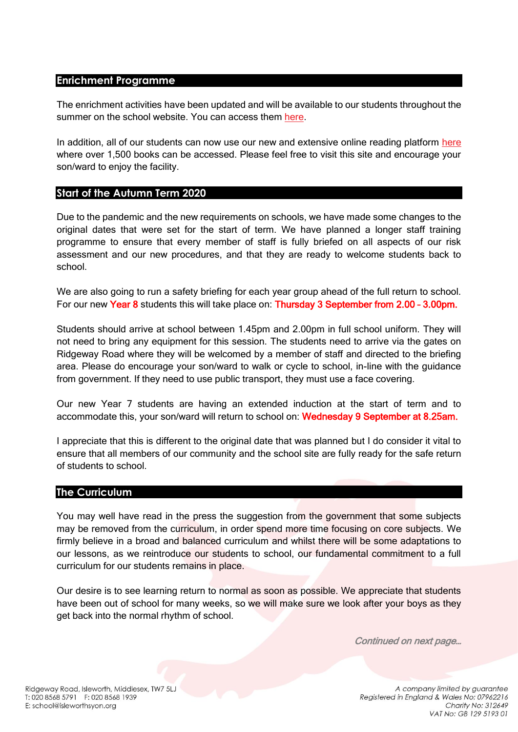## Enrichment Programme

The enrichment activities have been updated and will be available to our students throughout the summer on the school website. You can access them here.

In addition, all of our students can now use our new and extensive online reading platform here where over 1,500 books can be accessed. Please feel free to visit this site and encourage your son/ward to enjoy the facility.

## Start of the Autumn Term 2020

Due to the pandemic and the new requirements on schools, we have made some changes to the original dates that were set for the start of term. We have planned a longer staff training programme to ensure that every member of staff is fully briefed on all aspects of our risk assessment and our new procedures, and that they are ready to welcome students back to school.

We are also going to run a safety briefing for each year group ahead of the full return to school. For our new **Year 8** students this will take place on: **Thursday 3 September from 2.00 – 3.00pm.**

Students should arrive at school between 1.45pm and 2.00pm in full school uniform. They will not need to bring any equipment for this session. The students need to arrive via the gates on Ridgeway Road where they will be welcomed by a member of staff and directed to the briefing area. Please do encourage your son/ward to walk or cycle to school, in-line with the guidance from government. If they need to use public transport, they must use a face covering.

Our new Year 7 students are having an extended induction at the start of term and to accommodate this, your son/ward will return to school on: **Wednesday 9 September at 8.25am.**

I appreciate that this is different to the original date that was planned but I do consider it vital to ensure that all members of our community and the school site are fully ready for the safe return of students to school.

## The Curriculum

You may well have read in the press the suggestion from the government that some subjects may be removed from the curriculum, in order spend more time focusing on core subjects. We firmly believe in a broad and balanced curriculum and whilst there will be some adaptations to our lessons, as we reintroduce our students to school, our fundamental commitment to a full curriculum for our students remains in place.

Our desire is to see learning return to normal as soon as possible. We appreciate that students have been out of school for many weeks, so we will make sure we look after your boys as they get back into the normal rhythm of school.

*Continued on next page…*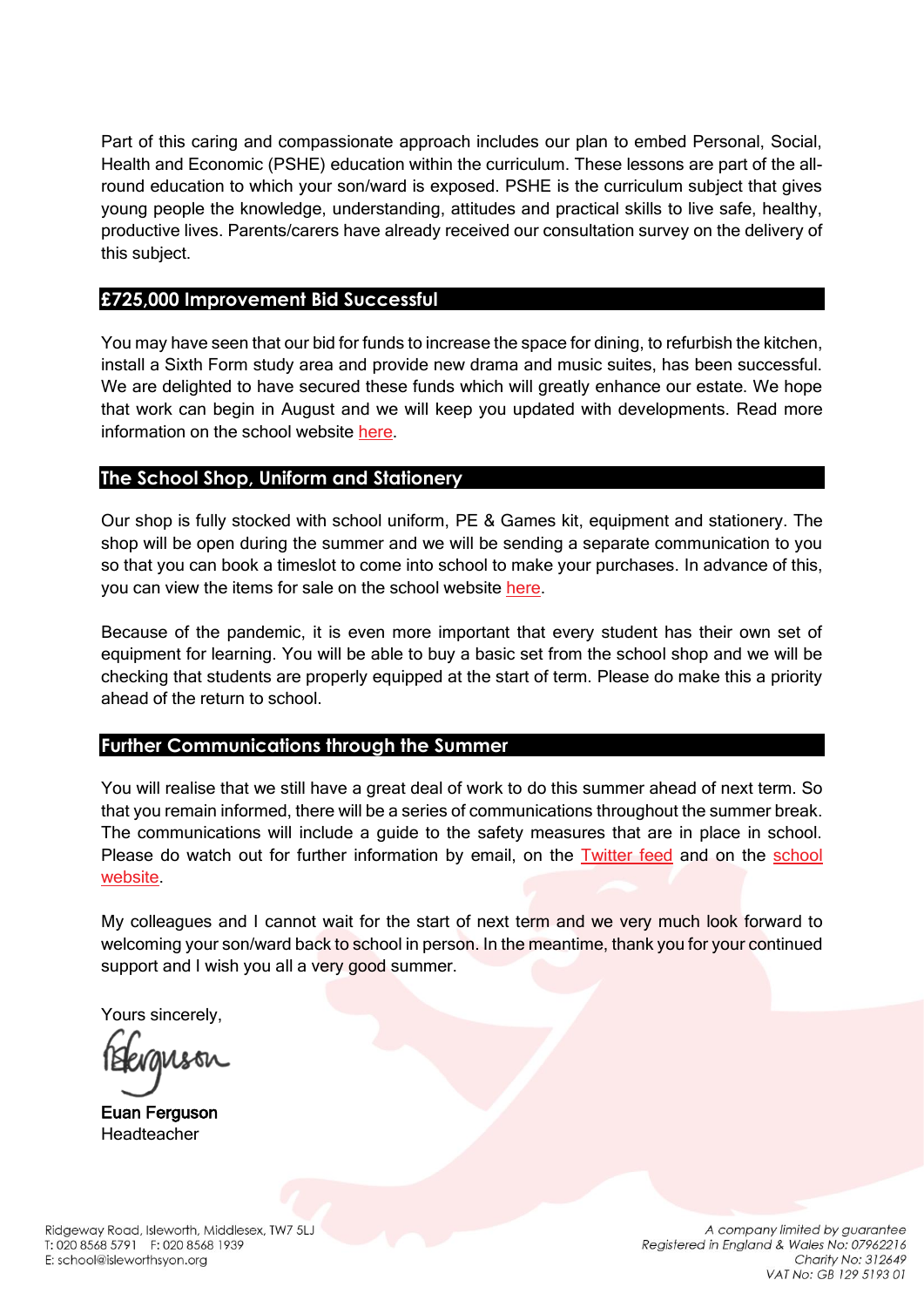Part of this caring and compassionate approach includes our plan to embed Personal, Social, Health and Economic (PSHE) education within the curriculum. These lessons are part of the all-round education to which your son/ward is exposed. PSHE is the curriculum subject that gives young people the knowledge, understanding, attitudes and practical skills to live safe, healthy, productive lives. Parents/carers have already received our consultation survey on the delivery of this subject.

## £725,000 Improvement Bid Successful

You may have seen that our bid for funds to increase the space for dining, to refurbish the kitchen, install a Sixth Form study area and provide new drama and music suites, has been successful. We are delighted to have secured these funds which will greatly enhance our estate. We hope that work can begin in August and we will keep you updated with developments. Read more information on the school website here.

## The School Shop, Uniform and Stationery

Our shop is fully stocked with school uniform, PE & Games kit, equipment and stationery. The shop will be open during the summer and we will be sending a separate communication to you so that you can book a timeslot to come into school to make your purchases. In advance of this, you can view the items for sale on the school website here.

Because of the pandemic, it is even more important that every student has their own set of equipment for learning. You will be able to buy a basic set from the school shop and we will be checking that students are properly equipped at the start of term. Please do make this a priority ahead of the return to school.

## Further Communications through the Summer

You will realise that we still have a great deal of work to do this summer ahead of next term. So that you remain informed, there will be a series of communications throughout the summer break. The communications will include a guide to the safety measures that are in place in school. Please do watch out for further information by email, on the Twitter feed and on the school website.

My colleagues and I cannot wait for the start of next term and we very much look forward to welcoming your son/ward back to school in person. In the meantime, thank you for your continued support and I wish you all a very good summer.

Yours sincerely,

Euan Ferguson
Headteacher

Ridgeway Road, Isleworth, Middlesex, TW7 5LJ
T: 020 8568 5791 F: 020 8568 1939
E: school@isleworthsyon.org

*A company limited by guarantee*
*Registered in England & Wales No: 07962216*
*Charity No: 312649*
*VAT No: GB 129 5193 01*